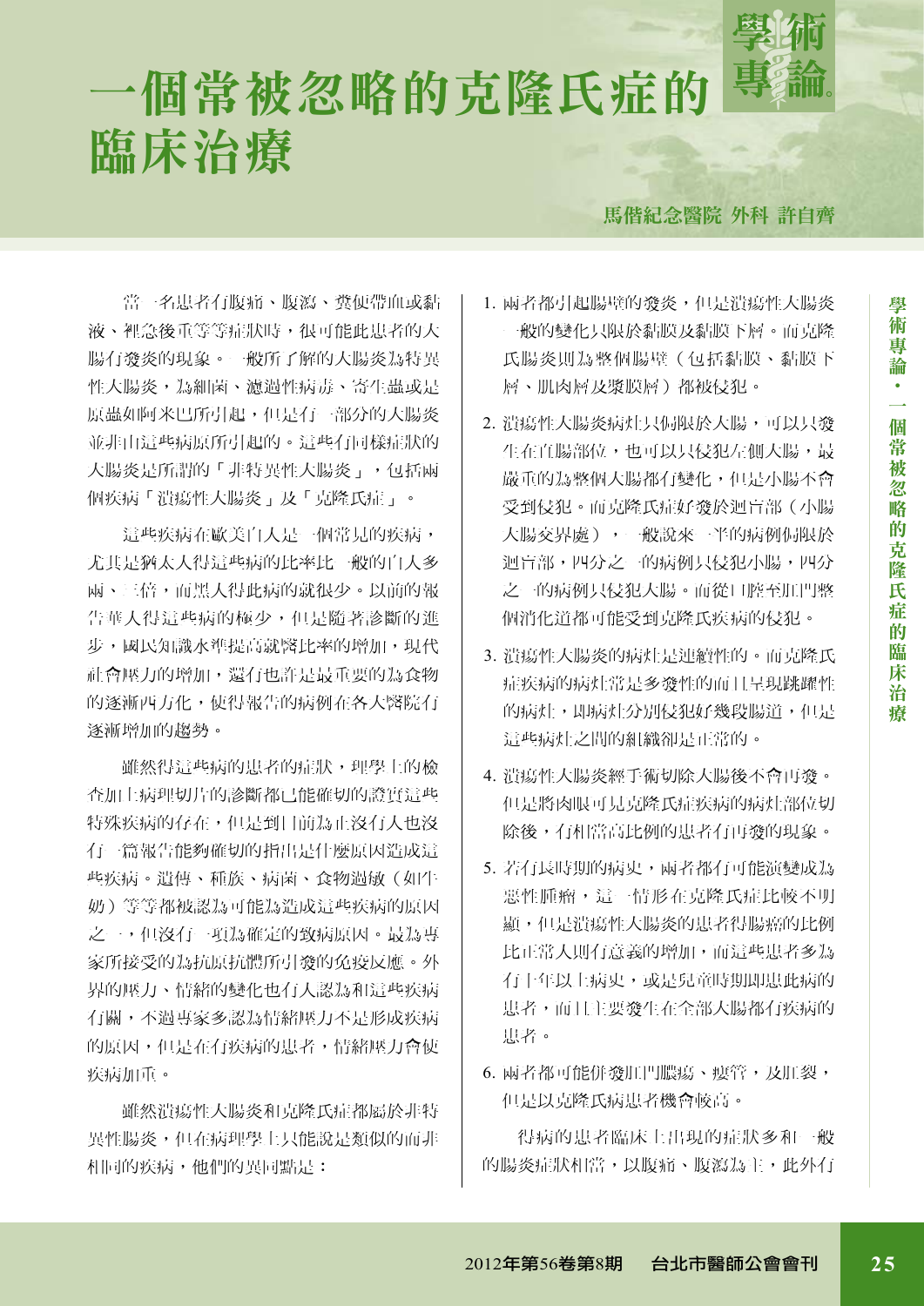# 一個常被忽略的克隆氏症的臨床治療

學術專論

**馬偕紀念醫院 外科 許自齊**

當一名患者有腹痛、腹瀉、糞便帶血或黏液、裡急後重等等症狀時，很可能此患者的大腸有發炎的現象。一般所了解的大腸炎為特異性大腸炎，為細菌、濾過性病毒、寄生蟲或是原蟲如阿米巴所引起，但是有一部分的大腸炎並非由這些病原所引起的。這些有同樣症狀的大腸炎是所謂的「非特異性大腸炎」，包括兩個疾病「潰瘍性大腸炎」及「克隆氏症」。

這些疾病在歐美白人是一個常見的疾病，尤其是猶太人得這些病的比率比一般的白人多兩、三倍，而黑人得此病的就很少。以前的報告華人得這些病的極少，但是隨著診斷的進步，國民知識水準提高就醫比率的增加，現代社會壓力的增加，還有也許是最重要的為食物的逐漸西方化，使得報告的病例在各大醫院有逐漸增加的趨勢。

雖然得這些病的患者的症狀，理學上的檢查加上病理切片的診斷都已能確切的證實這些特殊疾病的存在，但是到目前為止沒有人也沒有一篇報告能夠確切的指出是什麼原因造成這些疾病。遺傳、種族、病菌、食物過敏（如牛奶）等等都被認為可能為造成這些疾病的原因之一，但沒有一項為確定的致病原因。最為專家所接受的為抗原抗體所引發的免疫反應。外界的壓力、情緒的變化也有人認為和這些疾病有關，不過專家多認為情緒壓力不是形成疾病的原因，但是在有疾病的患者，情緒壓力會使疾病加重。

雖然潰瘍性大腸炎和克隆氏症都屬於非特異性腸炎，但在病理學上只能說是類似的而非相同的疾病，他們的異同點是：

1. 兩者都引起腸壁的發炎，但是潰瘍性大腸炎一般的變化只限於黏膜及黏膜下層。而克隆氏腸炎則為整個腸壁（包括黏膜、黏膜下層、肌肉層及漿膜層）都被侵犯。
2. 潰瘍性大腸炎病灶只侷限於大腸，可以只發生在直腸部位，也可以只侵犯左側大腸，最嚴重的為整個大腸都有變化，但是小腸不會受到侵犯。而克隆氏症好發於迴盲部（小腸大腸交界處），一般說來一半的病例侷限於迴盲部，四分之一的病例只侵犯小腸，四分之一的病例只侵犯大腸。而從口腔至肛門整個消化道都可能受到克隆氏疾病的侵犯。
3. 潰瘍性大腸炎的病灶是連續性的。而克隆氏症疾病的病灶常是多發性的而且呈現跳躍性的病灶，即病灶分別侵犯好幾段腸道，但是這些病灶之間的組織卻是正常的。
4. 潰瘍性大腸炎經手術切除大腸後不會再發。但是將肉眼可見克隆氏症疾病的病灶部位切除後，有相當高比例的患者有再發的現象。
5. 若有長時期的病史，兩者都有可能演變成為惡性腫瘤，這一情形在克隆氏症比較不明顯，但是潰瘍性大腸炎的患者得腸癌的比例比正常人則有意義的增加，而這些患者多為有十年以上病史，或是兒童時期即患此病的患者，而且主要發生在全部大腸都有疾病的患者。
6. 兩者都可能併發肛門膿瘍、瘻管，及肛裂，但是以克隆氏病患者機會較高。

得病的患者臨床上出現的症狀多和一般的腸炎症狀相當，以腹痛、腹瀉為主，此外有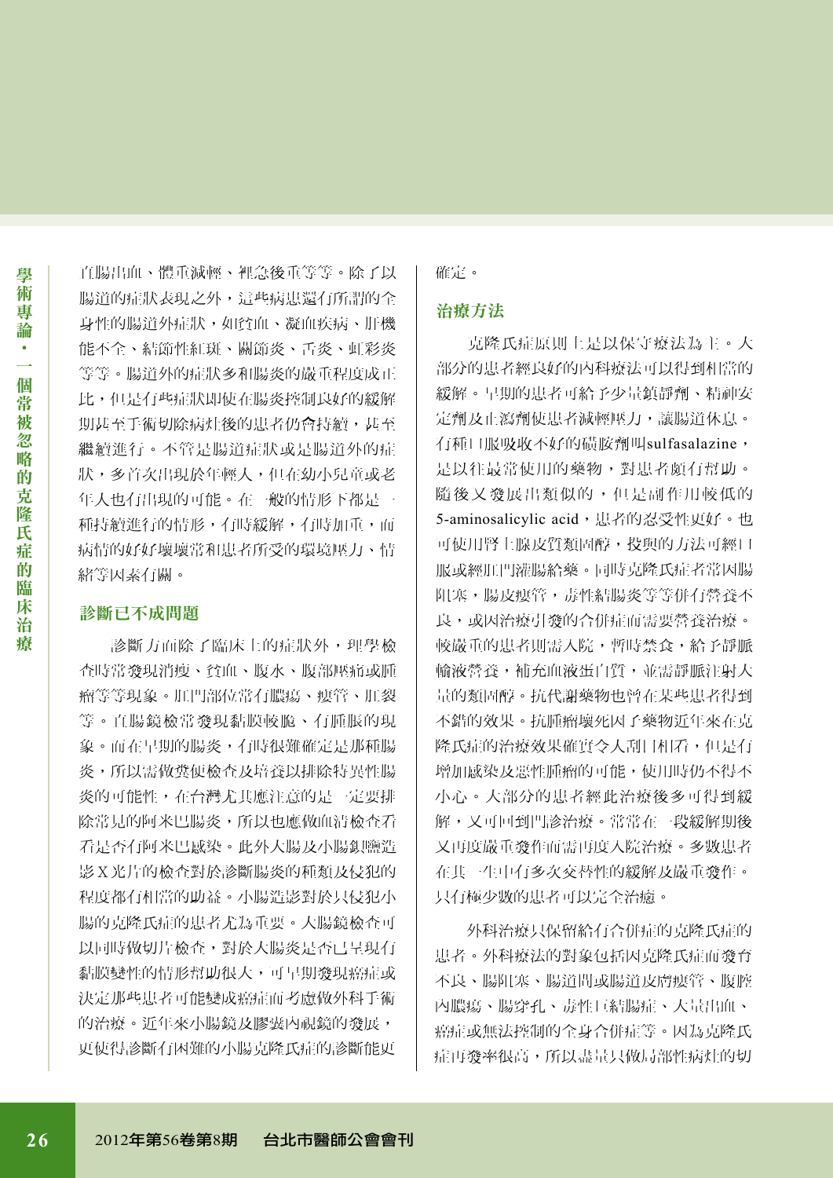直腸出血、體重減輕、裡急後重等等。除了以腸道的症狀表現之外，這些病患還有所謂的全身性的腸道外症狀，如貧血、凝血疾病、肝機能不全、結節性紅斑、關節炎、舌炎、虹彩炎等等。腸道外的症狀多和腸炎的嚴重程度成正比，但是有些症狀即使在腸炎控制良好的緩解期甚至手術切除病灶後的患者仍會持續，甚至繼續進行。不管是腸道症狀或是腸道外的症狀，多首次出現於年輕人，但在幼小兒童或老年人也有出現的可能。在一般的情形下都是一種持續進行的情形，有時緩解，有時加重，而病情的好好壞壞常和患者所受的環境壓力、情緒等因素有關。

## 診斷已不成問題

診斷方面除了臨床上的症狀外，理學檢查時常發現消瘦、貧血、腹水、腹部壓痛或腫瘤等等現象。肛門部位常有膿瘍、瘻管、肛裂等。直腸鏡檢常發現黏膜較脆、有腫脹的現象。而在早期的腸炎，有時很難確定是那種腸炎，所以需做糞便檢查及培養以排除特異性腸炎的可能性，在台灣尤其應注意的是一定要排除常見的阿米巴腸炎，所以也應做血清檢查看看是否有阿米巴感染。此外大腸及小腸鋇劑造影X光片的檢查對於診斷腸炎的種類及侵犯的程度都有相當的助益。小腸造影對於只侵犯小腸的克隆氏症的患者尤為重要。大腸鏡檢查可以同時做切片檢查，對於大腸炎是否已呈現有黏膜變性的情形幫助很大，可早期發現癌症或決定那些患者可能變成癌症而考慮做外科手術的治療。近年來小腸鏡及膠囊內視鏡的發展，更使得診斷有困難的小腸克隆氏症的診斷能更確定。

## 治療方法

克隆氏症原則上是以保守療法為主。大部分的患者經良好的內科療法可以得到相當的緩解。早期的患者可給予少量鎮靜劑、精神安定劑及止瀉劑使患者減輕壓力，讓腸道休息。有種口服吸收不好的磺胺劑叫sulfasalazine，是以往最常使用的藥物，對患者頗有幫助。隨後又發展出類似的，但是副作用較低的5-aminosalicylic acid，患者的忍受性更好。也可使用腎上腺皮質類固醇，投與的方法可經口服或經肛門灌腸給藥。同時克隆氏症者常因腸阻塞，腸皮瘻管，毒性結腸炎等等併有營養不良，或因治療引發的合併症而需要營養治療。較嚴重的患者則需入院，暫時禁食，給予靜脈輸液營養，補充血液蛋白質，並需靜脈注射大量的類固醇。抗代謝藥物也曾在某些患者得到不錯的效果。抗腫瘤壞死因子藥物近年來在克隆氏症的治療效果確實令人刮目相看，但是有增加感染及惡性腫瘤的可能，使用時仍不得不小心。大部分的患者經此治療後多可得到緩解，又可回到門診治療。常常在一段緩解期後又再度嚴重發作而需再度入院治療。多數患者在其一生中有多次交替性的緩解及嚴重發作。只有極少數的患者可以完全治癒。

外科治療只保留給有合併症的克隆氏症的患者。外科療法的對象包括因克隆氏症而發育不良、腸阻塞、腸道間或腸道皮膚瘻管、腹腔內膿瘍、腸穿孔、毒性巨結腸症、大量出血、癌症或無法控制的全身合併症等。因為克隆氏症再發率很高，所以盡量只做局部性病灶的切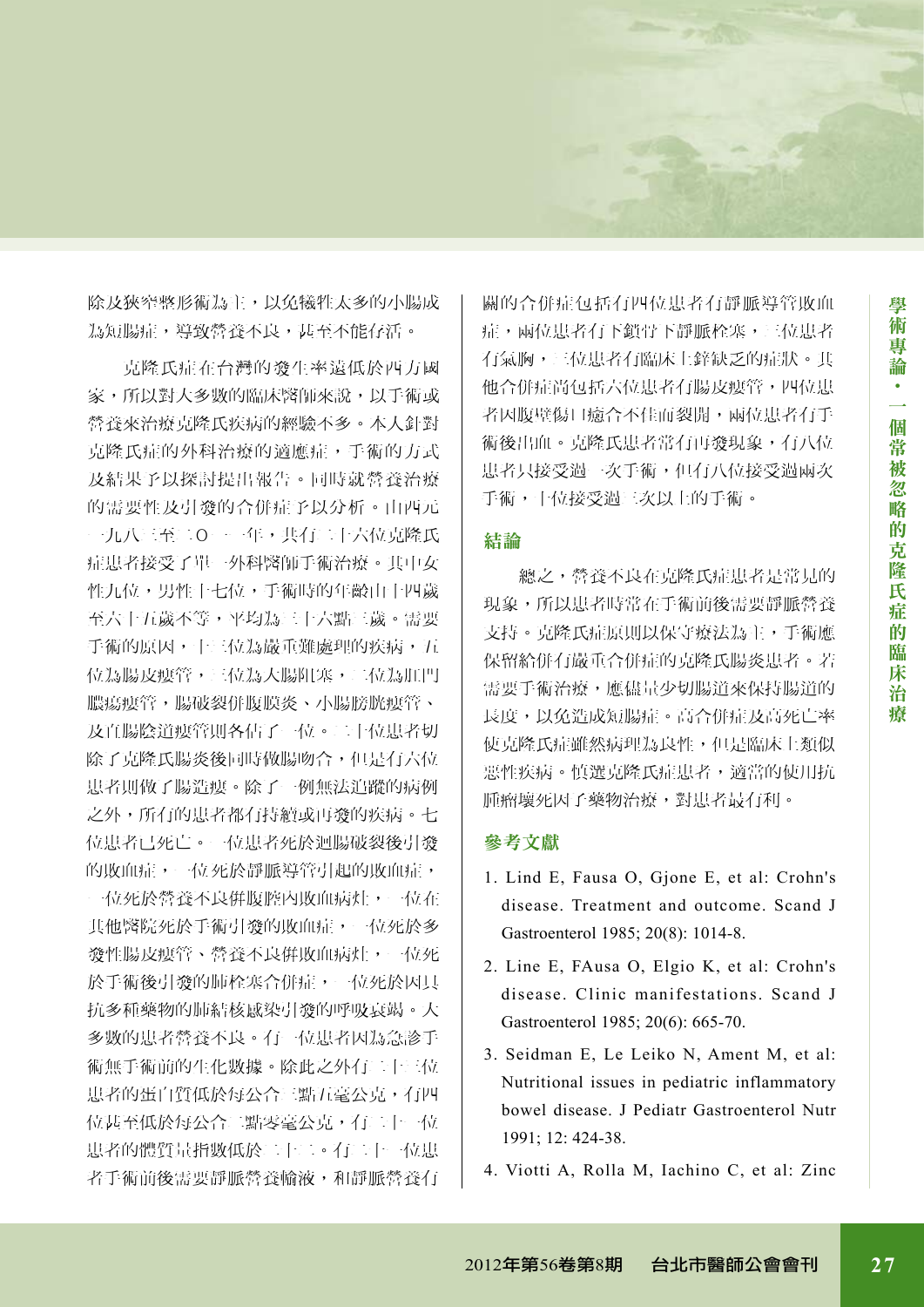除及狹窄整形術為主，以免犧牲太多的小腸成為短腸症，導致營養不良，甚至不能存活。

克隆氏症在台灣的發生率遠低於西方國家，所以對大多數的臨床醫師來說，以手術或營養來治療克隆氏疾病的經驗不多。本人針對克隆氏症的外科治療的適應症，手術的方式及結果予以探討提出報告。同時就營養治療的需要性及引發的合併症予以分析。由西元一九八三至二○一一年，共有二十六位克隆氏症患者接受了單一外科醫師手術治療。其中女性九位，男性十七位，手術時的年齡由十四歲至六十五歲不等，平均為三十六點三歲。需要手術的原因，十三位為嚴重難處理的疾病，五位為腸皮瘻管，三位為大腸阻塞，二位為肛門膿瘍瘻管，腸破裂併腹膜炎、小腸膀胱瘻管、及直腸陰道瘻管則各佔了一位。二十位患者切除了克隆氏腸炎後同時做腸吻合，但是有六位患者則做了腸造瘻。除了一例無法追蹤的病例之外，所有的患者都有持續或再發的疾病。七位患者已死亡。一位患者死於迴腸破裂後引發的敗血症，一位死於靜脈導管引起的敗血症，一位死於營養不良併腹腔內敗血病灶，一位在其他醫院死於手術引發的敗血症，一位死於多發性腸皮瘻管、營養不良併敗血病灶，一位死於手術後引發的肺栓塞合併症，一位死於因具抗多種藥物的肺結核感染引發的呼吸衰竭。大多數的患者營養不良。有一位患者因為急診手術無手術前的生化數據。除此之外有二十三位患者的蛋白質低於每公合三點五毫公克，有四位甚至低於每公合二點零毫公克，有二十一位患者的體質量指數低於二十二。有二十一位患者手術前後需要靜脈營養輸液，和靜脈營養有關的合併症包括有四位患者有靜脈導管敗血症，兩位患者有下鎖骨下靜脈栓塞，三位患者有氣胸，三位患者有臨床上鋅缺乏的症狀。其他合併症尚包括六位患者有腸皮瘻管，四位患者因腹壁傷口癒合不佳而裂開，兩位患者有手術後出血。克隆氏患者常有再發現象，有八位患者只接受過一次手術，但有八位接受過兩次手術，十位接受過三次以上的手術。

## 結論

總之，營養不良在克隆氏症患者是常見的現象，所以患者時常在手術前後需要靜脈營養支持。克隆氏症原則以保守療法為主，手術應保留給併有嚴重合併症的克隆氏腸炎患者。若需要手術治療，應儘量少切腸道來保持腸道的長度，以免造成短腸症。高合併症及高死亡率使克隆氏症雖然病理為良性，但是臨床上類似惡性疾病。慎選克隆氏症患者，適當的使用抗腫瘤壞死因子藥物治療，對患者最有利。

## 參考文獻

1. Lind E, Fausa O, Gjone E, et al: Crohn's disease. Treatment and outcome. Scand J Gastroenterol 1985; 20(8): 1014-8.
2. Line E, FAusa O, Elgio K, et al: Crohn's disease. Clinic manifestations. Scand J Gastroenterol 1985; 20(6): 665-70.
3. Seidman E, Le Leiko N, Ament M, et al: Nutritional issues in pediatric inflammatory bowel disease. J Pediatr Gastroenterol Nutr 1991; 12: 424-38.
4. Viotti A, Rolla M, Iachino C, et al: Zinc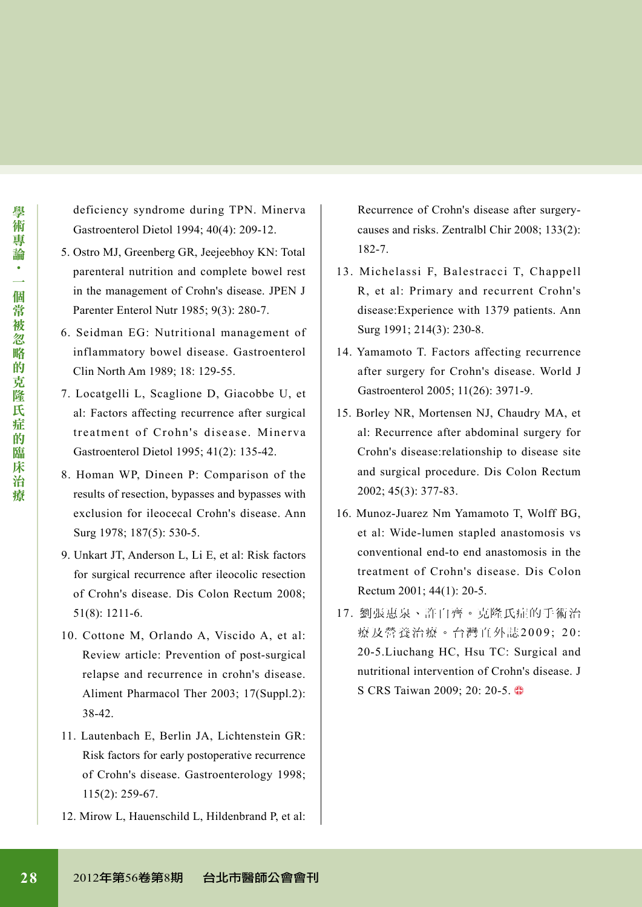deficiency syndrome during TPN. Minerva Gastroenterol Dietol 1994; 40(4): 209-12.

5. Ostro MJ, Greenberg GR, Jeejeebhoy KN: Total parenteral nutrition and complete bowel rest in the management of Crohn's disease. JPEN J Parenter Enterol Nutr 1985; 9(3): 280-7.
6. Seidman EG: Nutritional management of inflammatory bowel disease. Gastroenterol Clin North Am 1989; 18: 129-55.
7. Locatgelli L, Scaglione D, Giacobbe U, et al: Factors affecting recurrence after surgical treatment of Crohn's disease. Minerva Gastroenterol Dietol 1995; 41(2): 135-42.
8. Homan WP, Dineen P: Comparison of the results of resection, bypasses and bypasses with exclusion for ileocecal Crohn's disease. Ann Surg 1978; 187(5): 530-5.
9. Unkart JT, Anderson L, Li E, et al: Risk factors for surgical recurrence after ileocolic resection of Crohn's disease. Dis Colon Rectum 2008; 51(8): 1211-6.
10. Cottone M, Orlando A, Viscido A, et al: Review article: Prevention of post-surgical relapse and recurrence in crohn's disease. Aliment Pharmacol Ther 2003; 17(Suppl.2): 38-42.
11. Lautenbach E, Berlin JA, Lichtenstein GR: Risk factors for early postoperative recurrence of Crohn's disease. Gastroenterology 1998; 115(2): 259-67.
12. Mirow L, Hauenschild L, Hildenbrand P, et al: Recurrence of Crohn's disease after surgery-causes and risks. Zentralbl Chir 2008; 133(2): 182-7.
13. Michelassi F, Balestracci T, Chappell R, et al: Primary and recurrent Crohn's disease:Experience with 1379 patients. Ann Surg 1991; 214(3): 230-8.
14. Yamamoto T. Factors affecting recurrence after surgery for Crohn's disease. World J Gastroenterol 2005; 11(26): 3971-9.
15. Borley NR, Mortensen NJ, Chaudry MA, et al: Recurrence after abdominal surgery for Crohn's disease:relationship to disease site and surgical procedure. Dis Colon Rectum 2002; 45(3): 377-83.
16. Munoz-Juarez Nm Yamamoto T, Wolff BG, et al: Wide-lumen stapled anastomosis vs conventional end-to end anastomosis in the treatment of Crohn's disease. Dis Colon Rectum 2001; 44(1): 20-5.
17. 劉張惠泉、許自齊。克隆氏症的手術治療及營養治療。台灣直外誌2009; 20: 20-5.Liuchang HC, Hsu TC: Surgical and nutritional intervention of Crohn's disease. J S CRS Taiwan 2009; 20: 20-5.